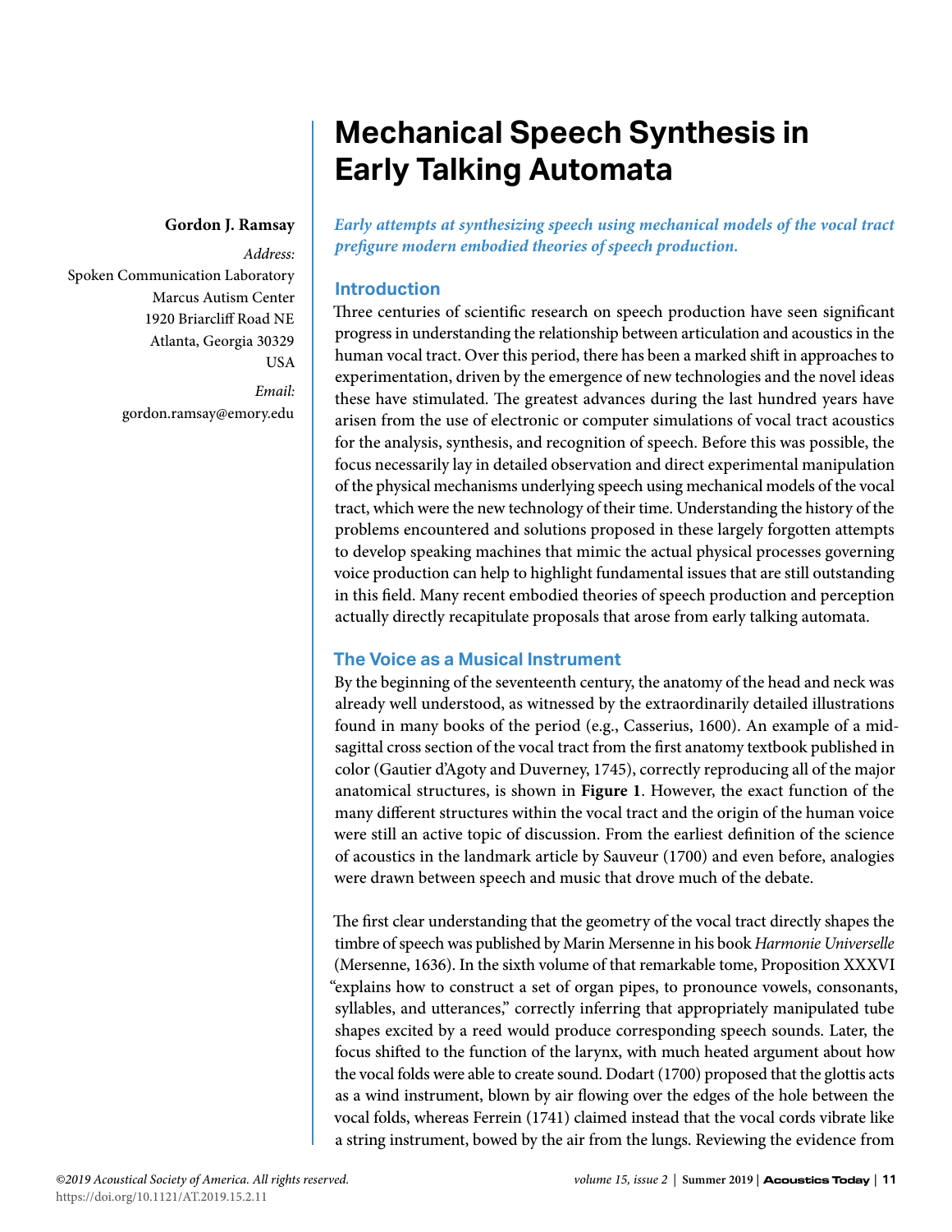# Mechanical Speech Synthesis in Early Talking Automata

**Gordon J. Ramsay**

*Address:*
Spoken Communication Laboratory
Marcus Autism Center
1920 Briarcliff Road NE
Atlanta, Georgia 30329
USA

*Email:*
gordon.ramsay@emory.edu

***Early attempts at synthesizing speech using mechanical models of the vocal tract prefigure modern embodied theories of speech production.***

## Introduction

Three centuries of scientific research on speech production have seen significant progress in understanding the relationship between articulation and acoustics in the human vocal tract. Over this period, there has been a marked shift in approaches to experimentation, driven by the emergence of new technologies and the novel ideas these have stimulated. The greatest advances during the last hundred years have arisen from the use of electronic or computer simulations of vocal tract acoustics for the analysis, synthesis, and recognition of speech. Before this was possible, the focus necessarily lay in detailed observation and direct experimental manipulation of the physical mechanisms underlying speech using mechanical models of the vocal tract, which were the new technology of their time. Understanding the history of the problems encountered and solutions proposed in these largely forgotten attempts to develop speaking machines that mimic the actual physical processes governing voice production can help to highlight fundamental issues that are still outstanding in this field. Many recent embodied theories of speech production and perception actually directly recapitulate proposals that arose from early talking automata.

## The Voice as a Musical Instrument

By the beginning of the seventeenth century, the anatomy of the head and neck was already well understood, as witnessed by the extraordinarily detailed illustrations found in many books of the period (e.g., Casserius, 1600). An example of a mid-sagittal cross section of the vocal tract from the first anatomy textbook published in color (Gautier d'Agoty and Duverney, 1745), correctly reproducing all of the major anatomical structures, is shown in **Figure 1**. However, the exact function of the many different structures within the vocal tract and the origin of the human voice were still an active topic of discussion. From the earliest definition of the science of acoustics in the landmark article by Sauveur (1700) and even before, analogies were drawn between speech and music that drove much of the debate.

The first clear understanding that the geometry of the vocal tract directly shapes the timbre of speech was published by Marin Mersenne in his book *Harmonie Universelle* (Mersenne, 1636). In the sixth volume of that remarkable tome, Proposition XXXVI "explains how to construct a set of organ pipes, to pronounce vowels, consonants, syllables, and utterances," correctly inferring that appropriately manipulated tube shapes excited by a reed would produce corresponding speech sounds. Later, the focus shifted to the function of the larynx, with much heated argument about how the vocal folds were able to create sound. Dodart (1700) proposed that the glottis acts as a wind instrument, blown by air flowing over the edges of the hole between the vocal folds, whereas Ferrein (1741) claimed instead that the vocal cords vibrate like a string instrument, bowed by the air from the lungs. Reviewing the evidence from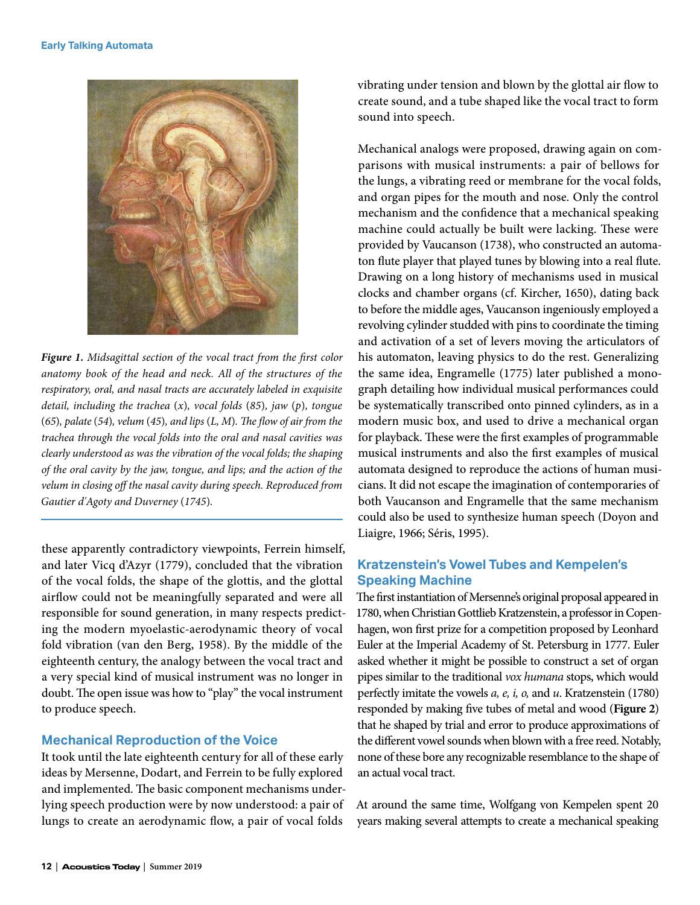*Figure 1. Midsagittal section of the vocal tract from the first color anatomy book of the head and neck. All of the structures of the respiratory, oral, and nasal tracts are accurately labeled in exquisite detail, including the trachea (x), vocal folds (85), jaw (p), tongue (65), palate (54), velum (45), and lips (L, M). The flow of air from the trachea through the vocal folds into the oral and nasal cavities was clearly understood as was the vibration of the vocal folds; the shaping of the oral cavity by the jaw, tongue, and lips; and the action of the velum in closing off the nasal cavity during speech. Reproduced from Gautier d'Agoty and Duverney (1745).*

these apparently contradictory viewpoints, Ferrein himself, and later Vicq d'Azyr (1779), concluded that the vibration of the vocal folds, the shape of the glottis, and the glottal airflow could not be meaningfully separated and were all responsible for sound generation, in many respects predicting the modern myoelastic-aerodynamic theory of vocal fold vibration (van den Berg, 1958). By the middle of the eighteenth century, the analogy between the vocal tract and a very special kind of musical instrument was no longer in doubt. The open issue was how to "play" the vocal instrument to produce speech.

## Mechanical Reproduction of the Voice

It took until the late eighteenth century for all of these early ideas by Mersenne, Dodart, and Ferrein to be fully explored and implemented. The basic component mechanisms underlying speech production were by now understood: a pair of lungs to create an aerodynamic flow, a pair of vocal folds vibrating under tension and blown by the glottal air flow to create sound, and a tube shaped like the vocal tract to form sound into speech.

Mechanical analogs were proposed, drawing again on comparisons with musical instruments: a pair of bellows for the lungs, a vibrating reed or membrane for the vocal folds, and organ pipes for the mouth and nose. Only the control mechanism and the confidence that a mechanical speaking machine could actually be built were lacking. These were provided by Vaucanson (1738), who constructed an automaton flute player that played tunes by blowing into a real flute. Drawing on a long history of mechanisms used in musical clocks and chamber organs (cf. Kircher, 1650), dating back to before the middle ages, Vaucanson ingeniously employed a revolving cylinder studded with pins to coordinate the timing and activation of a set of levers moving the articulators of his automaton, leaving physics to do the rest. Generalizing the same idea, Engramelle (1775) later published a monograph detailing how individual musical performances could be systematically transcribed onto pinned cylinders, as in a modern music box, and used to drive a mechanical organ for playback. These were the first examples of programmable musical instruments and also the first examples of musical automata designed to reproduce the actions of human musicians. It did not escape the imagination of contemporaries of both Vaucanson and Engramelle that the same mechanism could also be used to synthesize human speech (Doyon and Liaigre, 1966; Séris, 1995).

## Kratzenstein's Vowel Tubes and Kempelen's Speaking Machine

The first instantiation of Mersenne's original proposal appeared in 1780, when Christian Gottlieb Kratzenstein, a professor in Copenhagen, won first prize for a competition proposed by Leonhard Euler at the Imperial Academy of St. Petersburg in 1777. Euler asked whether it might be possible to construct a set of organ pipes similar to the traditional *vox humana* stops, which would perfectly imitate the vowels *a, e, i, o,* and *u*. Kratzenstein (1780) responded by making five tubes of metal and wood (**Figure 2**) that he shaped by trial and error to produce approximations of the different vowel sounds when blown with a free reed. Notably, none of these bore any recognizable resemblance to the shape of an actual vocal tract.

At around the same time, Wolfgang von Kempelen spent 20 years making several attempts to create a mechanical speaking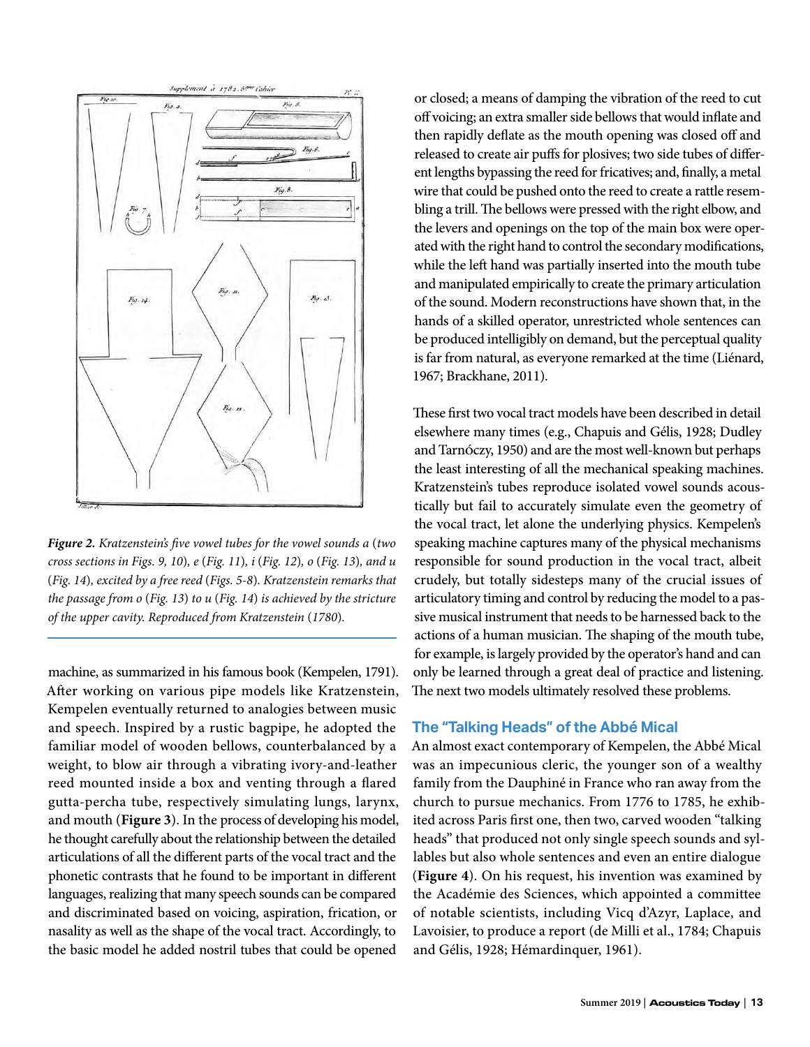*Figure 2. Kratzenstein's five vowel tubes for the vowel sounds a (two cross sections in Figs. 9, 10), e (Fig. 11), i (Fig. 12), o (Fig. 13), and u (Fig. 14), excited by a free reed (Figs. 5-8). Kratzenstein remarks that the passage from o (Fig. 13) to u (Fig. 14) is achieved by the stricture of the upper cavity. Reproduced from Kratzenstein (1780).*

machine, as summarized in his famous book (Kempelen, 1791). After working on various pipe models like Kratzenstein, Kempelen eventually returned to analogies between music and speech. Inspired by a rustic bagpipe, he adopted the familiar model of wooden bellows, counterbalanced by a weight, to blow air through a vibrating ivory-and-leather reed mounted inside a box and venting through a flared gutta-percha tube, respectively simulating lungs, larynx, and mouth (**Figure 3**). In the process of developing his model, he thought carefully about the relationship between the detailed articulations of all the different parts of the vocal tract and the phonetic contrasts that he found to be important in different languages, realizing that many speech sounds can be compared and discriminated based on voicing, aspiration, frication, or nasality as well as the shape of the vocal tract. Accordingly, to the basic model he added nostril tubes that could be opened or closed; a means of damping the vibration of the reed to cut off voicing; an extra smaller side bellows that would inflate and then rapidly deflate as the mouth opening was closed off and released to create air puffs for plosives; two side tubes of different lengths bypassing the reed for fricatives; and, finally, a metal wire that could be pushed onto the reed to create a rattle resembling a trill. The bellows were pressed with the right elbow, and the levers and openings on the top of the main box were operated with the right hand to control the secondary modifications, while the left hand was partially inserted into the mouth tube and manipulated empirically to create the primary articulation of the sound. Modern reconstructions have shown that, in the hands of a skilled operator, unrestricted whole sentences can be produced intelligibly on demand, but the perceptual quality is far from natural, as everyone remarked at the time (Liénard, 1967; Brackhane, 2011).

These first two vocal tract models have been described in detail elsewhere many times (e.g., Chapuis and Gélis, 1928; Dudley and Tarnóczy, 1950) and are the most well-known but perhaps the least interesting of all the mechanical speaking machines. Kratzenstein's tubes reproduce isolated vowel sounds acoustically but fail to accurately simulate even the geometry of the vocal tract, let alone the underlying physics. Kempelen's speaking machine captures many of the physical mechanisms responsible for sound production in the vocal tract, albeit crudely, but totally sidesteps many of the crucial issues of articulatory timing and control by reducing the model to a passive musical instrument that needs to be harnessed back to the actions of a human musician. The shaping of the mouth tube, for example, is largely provided by the operator's hand and can only be learned through a great deal of practice and listening. The next two models ultimately resolved these problems.

## The "Talking Heads" of the Abbé Mical

An almost exact contemporary of Kempelen, the Abbé Mical was an impecunious cleric, the younger son of a wealthy family from the Dauphiné in France who ran away from the church to pursue mechanics. From 1776 to 1785, he exhibited across Paris first one, then two, carved wooden "talking heads" that produced not only single speech sounds and syllables but also whole sentences and even an entire dialogue (**Figure 4**). On his request, his invention was examined by the Académie des Sciences, which appointed a committee of notable scientists, including Vicq d'Azyr, Laplace, and Lavoisier, to produce a report (de Milli et al., 1784; Chapuis and Gélis, 1928; Hémardinquer, 1961).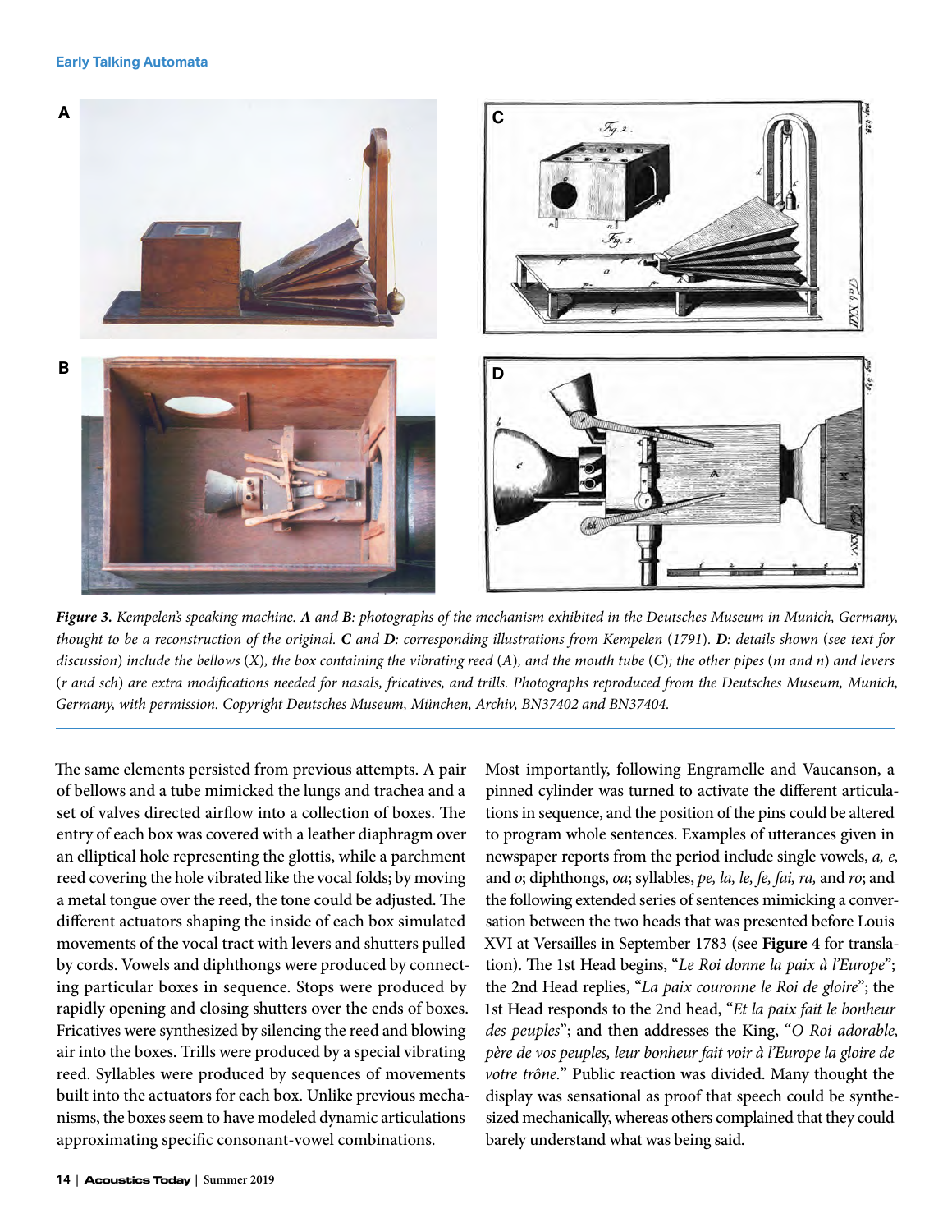*Figure 3. Kempelen's speaking machine.* ***A*** *and* ***B****: photographs of the mechanism exhibited in the Deutsches Museum in Munich, Germany, thought to be a reconstruction of the original.* ***C*** *and* ***D****: corresponding illustrations from Kempelen (1791).* ***D****: details shown (see text for discussion) include the bellows (X), the box containing the vibrating reed (A), and the mouth tube (C); the other pipes (m and n) and levers (r and sch) are extra modifications needed for nasals, fricatives, and trills. Photographs reproduced from the Deutsches Museum, Munich, Germany, with permission. Copyright Deutsches Museum, München, Archiv, BN37402 and BN37404.*

The same elements persisted from previous attempts. A pair of bellows and a tube mimicked the lungs and trachea and a set of valves directed airflow into a collection of boxes. The entry of each box was covered with a leather diaphragm over an elliptical hole representing the glottis, while a parchment reed covering the hole vibrated like the vocal folds; by moving a metal tongue over the reed, the tone could be adjusted. The different actuators shaping the inside of each box simulated movements of the vocal tract with levers and shutters pulled by cords. Vowels and diphthongs were produced by connecting particular boxes in sequence. Stops were produced by rapidly opening and closing shutters over the ends of boxes. Fricatives were synthesized by silencing the reed and blowing air into the boxes. Trills were produced by a special vibrating reed. Syllables were produced by sequences of movements built into the actuators for each box. Unlike previous mechanisms, the boxes seem to have modeled dynamic articulations approximating specific consonant-vowel combinations.

Most importantly, following Engramelle and Vaucanson, a pinned cylinder was turned to activate the different articulations in sequence, and the position of the pins could be altered to program whole sentences. Examples of utterances given in newspaper reports from the period include single vowels, *a, e,* and *o*; diphthongs, *oa*; syllables, *pe, la, le, fe, fai, ra,* and *ro*; and the following extended series of sentences mimicking a conversation between the two heads that was presented before Louis XVI at Versailles in September 1783 (see **Figure 4** for translation). The 1st Head begins, "*Le Roi donne la paix à l'Europe*"; the 2nd Head replies, "*La paix couronne le Roi de gloire*"; the 1st Head responds to the 2nd head, "*Et la paix fait le bonheur des peuples*"; and then addresses the King, "*O Roi adorable, père de vos peuples, leur bonheur fait voir à l'Europe la gloire de votre trône.*" Public reaction was divided. Many thought the display was sensational as proof that speech could be synthesized mechanically, whereas others complained that they could barely understand what was being said.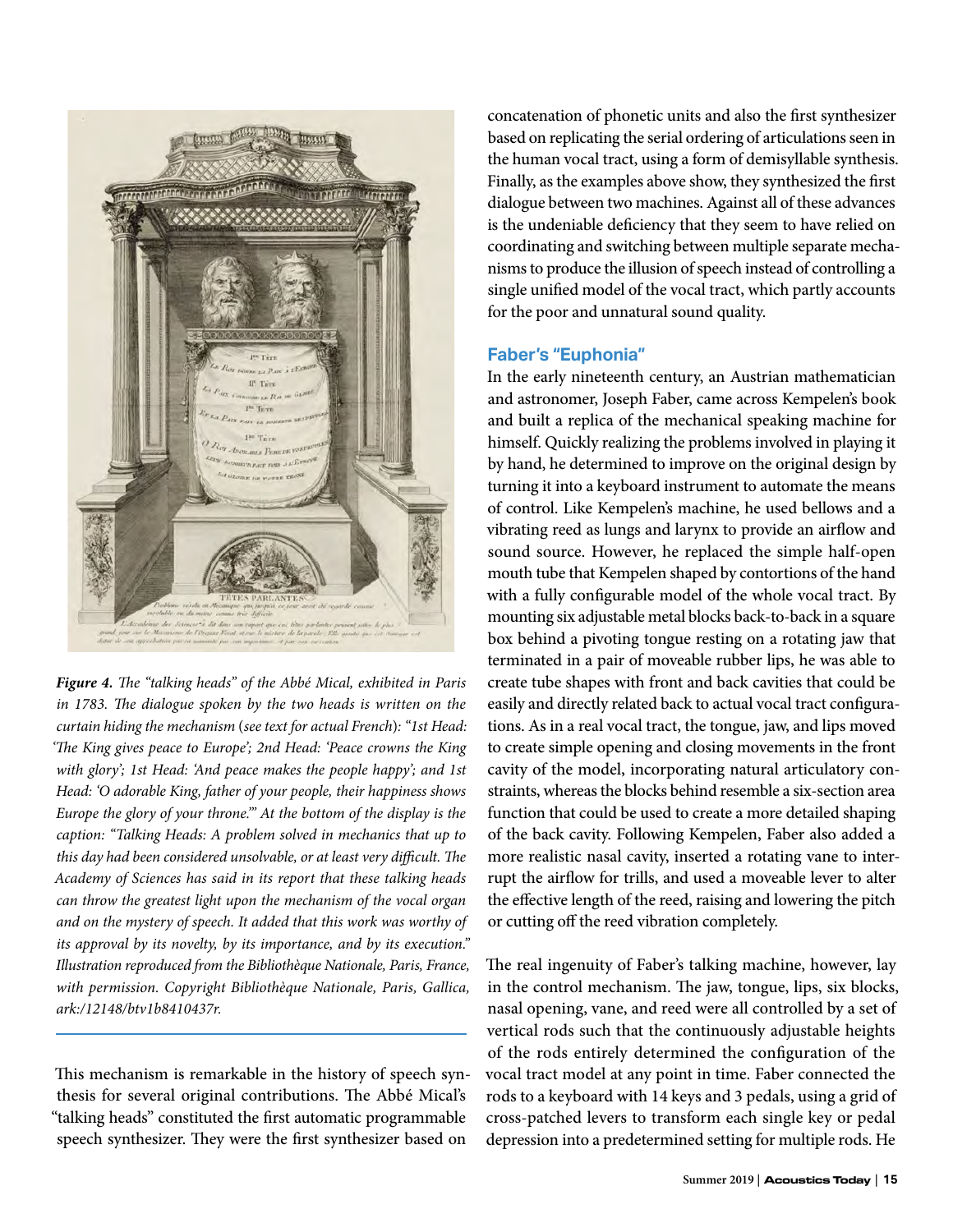*Figure 4. The "talking heads" of the Abbé Mical, exhibited in Paris in 1783. The dialogue spoken by the two heads is written on the curtain hiding the mechanism (see text for actual French): "1st Head: 'The King gives peace to Europe'; 2nd Head: 'Peace crowns the King with glory'; 1st Head: 'And peace makes the people happy'; and 1st Head: 'O adorable King, father of your people, their happiness shows Europe the glory of your throne.'" At the bottom of the display is the caption: "Talking Heads: A problem solved in mechanics that up to this day had been considered unsolvable, or at least very difficult. The Academy of Sciences has said in its report that these talking heads can throw the greatest light upon the mechanism of the vocal organ and on the mystery of speech. It added that this work was worthy of its approval by its novelty, by its importance, and by its execution." Illustration reproduced from the Bibliothèque Nationale, Paris, France, with permission. Copyright Bibliothèque Nationale, Paris, Gallica, ark:/12148/btv1b8410437r.*

This mechanism is remarkable in the history of speech synthesis for several original contributions. The Abbé Mical's "talking heads" constituted the first automatic programmable speech synthesizer. They were the first synthesizer based on concatenation of phonetic units and also the first synthesizer based on replicating the serial ordering of articulations seen in the human vocal tract, using a form of demisyllable synthesis. Finally, as the examples above show, they synthesized the first dialogue between two machines. Against all of these advances is the undeniable deficiency that they seem to have relied on coordinating and switching between multiple separate mechanisms to produce the illusion of speech instead of controlling a single unified model of the vocal tract, which partly accounts for the poor and unnatural sound quality.

## Faber's "Euphonia"

In the early nineteenth century, an Austrian mathematician and astronomer, Joseph Faber, came across Kempelen's book and built a replica of the mechanical speaking machine for himself. Quickly realizing the problems involved in playing it by hand, he determined to improve on the original design by turning it into a keyboard instrument to automate the means of control. Like Kempelen's machine, he used bellows and a vibrating reed as lungs and larynx to provide an airflow and sound source. However, he replaced the simple half-open mouth tube that Kempelen shaped by contortions of the hand with a fully configurable model of the whole vocal tract. By mounting six adjustable metal blocks back-to-back in a square box behind a pivoting tongue resting on a rotating jaw that terminated in a pair of moveable rubber lips, he was able to create tube shapes with front and back cavities that could be easily and directly related back to actual vocal tract configurations. As in a real vocal tract, the tongue, jaw, and lips moved to create simple opening and closing movements in the front cavity of the model, incorporating natural articulatory constraints, whereas the blocks behind resemble a six-section area function that could be used to create a more detailed shaping of the back cavity. Following Kempelen, Faber also added a more realistic nasal cavity, inserted a rotating vane to interrupt the airflow for trills, and used a moveable lever to alter the effective length of the reed, raising and lowering the pitch or cutting off the reed vibration completely.

The real ingenuity of Faber's talking machine, however, lay in the control mechanism. The jaw, tongue, lips, six blocks, nasal opening, vane, and reed were all controlled by a set of vertical rods such that the continuously adjustable heights of the rods entirely determined the configuration of the vocal tract model at any point in time. Faber connected the rods to a keyboard with 14 keys and 3 pedals, using a grid of cross-patched levers to transform each single key or pedal depression into a predetermined setting for multiple rods. He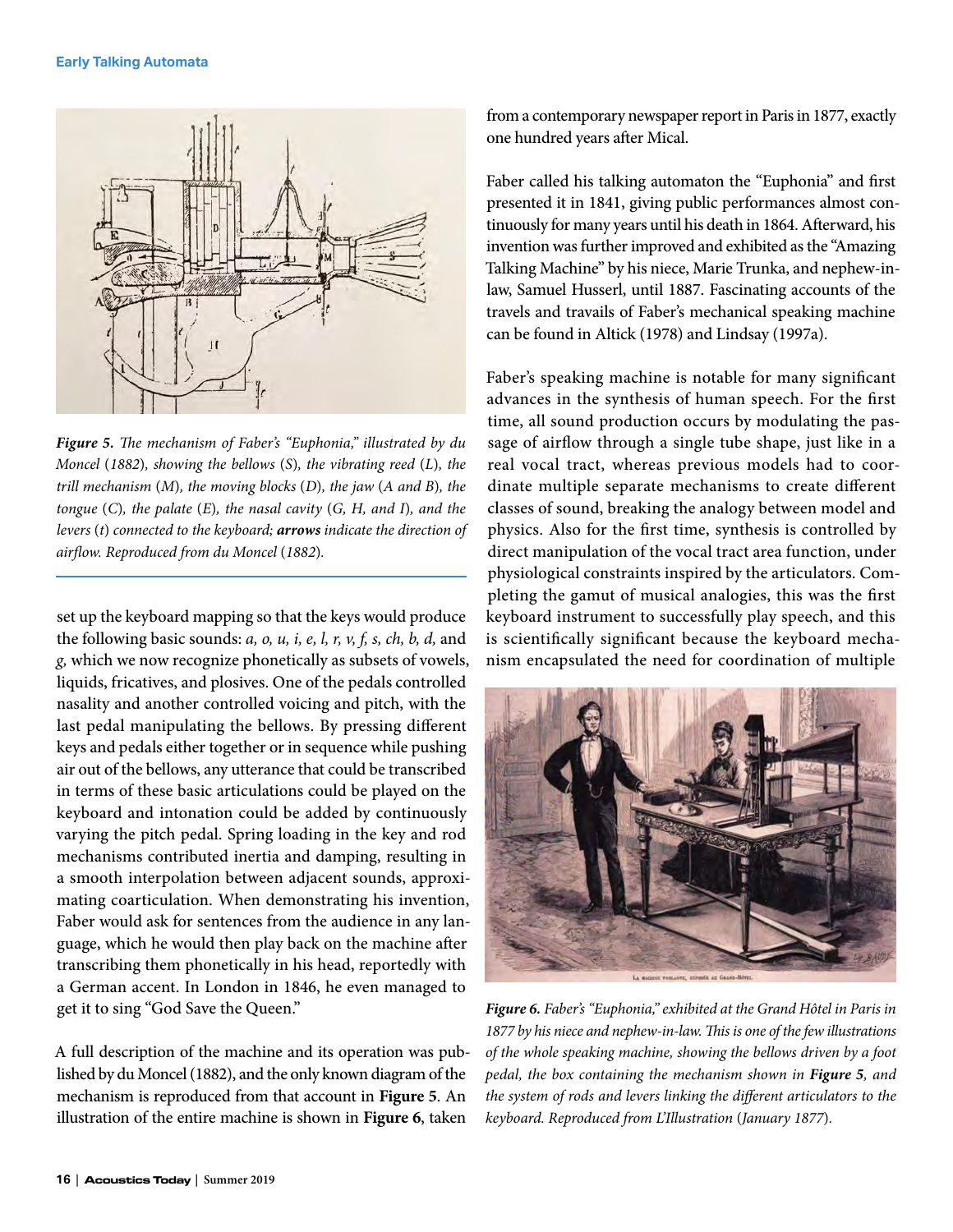*Figure 5. The mechanism of Faber's "Euphonia," illustrated by du Moncel (1882), showing the bellows (S), the vibrating reed (L), the trill mechanism (M), the moving blocks (D), the jaw (A and B), the tongue (C), the palate (E), the nasal cavity (G, H, and I), and the levers (t) connected to the keyboard;* ***arrows*** *indicate the direction of airflow. Reproduced from du Moncel (1882).*

set up the keyboard mapping so that the keys would produce the following basic sounds: *a, o, u, i, e, l, r, v, f, s, ch, b, d,* and *g,* which we now recognize phonetically as subsets of vowels, liquids, fricatives, and plosives. One of the pedals controlled nasality and another controlled voicing and pitch, with the last pedal manipulating the bellows. By pressing different keys and pedals either together or in sequence while pushing air out of the bellows, any utterance that could be transcribed in terms of these basic articulations could be played on the keyboard and intonation could be added by continuously varying the pitch pedal. Spring loading in the key and rod mechanisms contributed inertia and damping, resulting in a smooth interpolation between adjacent sounds, approximating coarticulation. When demonstrating his invention, Faber would ask for sentences from the audience in any language, which he would then play back on the machine after transcribing them phonetically in his head, reportedly with a German accent. In London in 1846, he even managed to get it to sing "God Save the Queen."

A full description of the machine and its operation was published by du Moncel (1882), and the only known diagram of the mechanism is reproduced from that account in **Figure 5**. An illustration of the entire machine is shown in **Figure 6**, taken from a contemporary newspaper report in Paris in 1877, exactly one hundred years after Mical.

Faber called his talking automaton the "Euphonia" and first presented it in 1841, giving public performances almost continuously for many years until his death in 1864. Afterward, his invention was further improved and exhibited as the "Amazing Talking Machine" by his niece, Marie Trunka, and nephew-in-law, Samuel Husserl, until 1887. Fascinating accounts of the travels and travails of Faber's mechanical speaking machine can be found in Altick (1978) and Lindsay (1997a).

Faber's speaking machine is notable for many significant advances in the synthesis of human speech. For the first time, all sound production occurs by modulating the passage of airflow through a single tube shape, just like in a real vocal tract, whereas previous models had to coordinate multiple separate mechanisms to create different classes of sound, breaking the analogy between model and physics. Also for the first time, synthesis is controlled by direct manipulation of the vocal tract area function, under physiological constraints inspired by the articulators. Completing the gamut of musical analogies, this was the first keyboard instrument to successfully play speech, and this is scientifically significant because the keyboard mechanism encapsulated the need for coordination of multiple

*Figure 6. Faber's "Euphonia," exhibited at the Grand Hôtel in Paris in 1877 by his niece and nephew-in-law. This is one of the few illustrations of the whole speaking machine, showing the bellows driven by a foot pedal, the box containing the mechanism shown in* ***Figure 5****, and the system of rods and levers linking the different articulators to the keyboard. Reproduced from L'Illustration (January 1877).*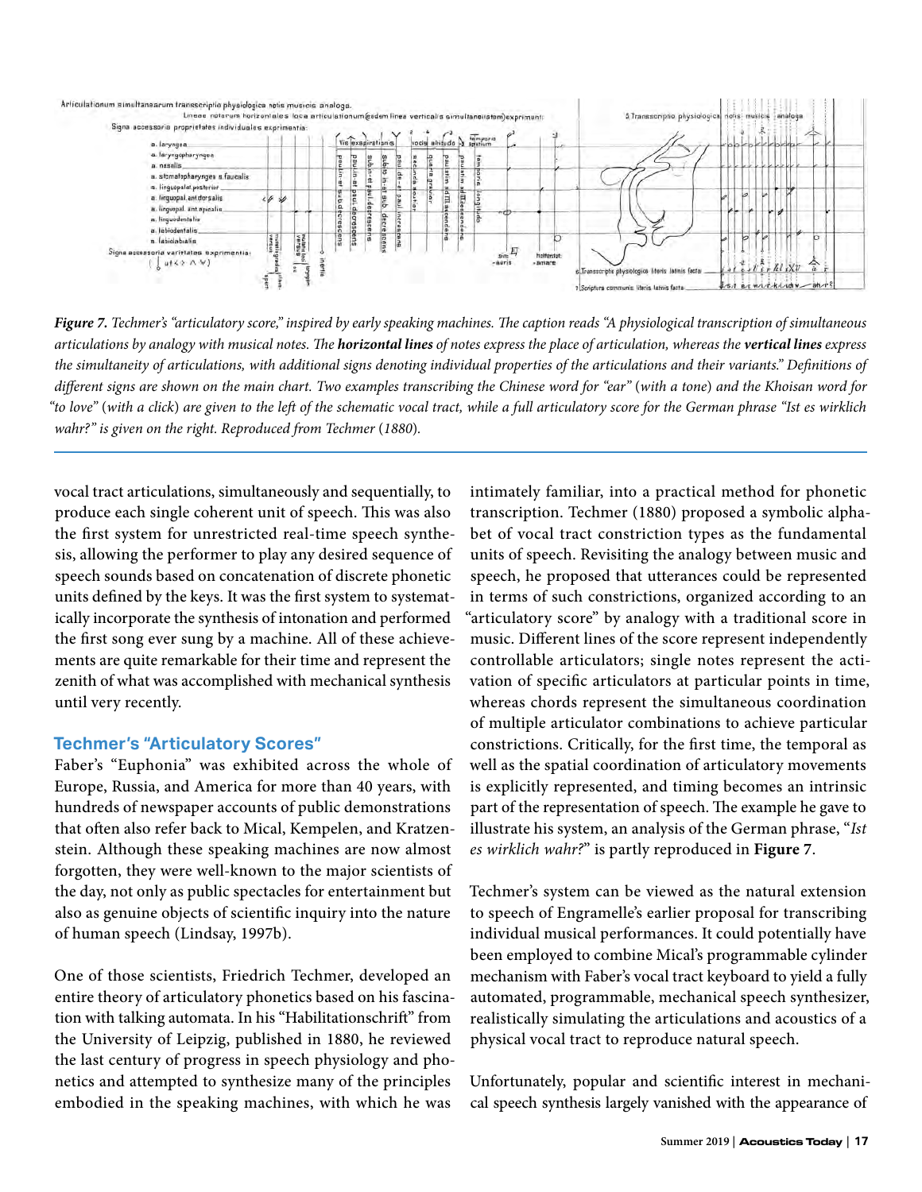***Figure 7.*** *Techmer's "articulatory score," inspired by early speaking machines. The caption reads "A physiological transcription of simultaneous articulations by analogy with musical notes. The* ***horizontal lines*** *of notes express the place of articulation, whereas the* ***vertical lines*** *express the simultaneity of articulations, with additional signs denoting individual properties of the articulations and their variants." Definitions of different signs are shown on the main chart. Two examples transcribing the Chinese word for "ear" (with a tone) and the Khoisan word for "to love" (with a click) are given to the left of the schematic vocal tract, while a full articulatory score for the German phrase "Ist es wirklich wahr?" is given on the right. Reproduced from Techmer (1880).*

vocal tract articulations, simultaneously and sequentially, to produce each single coherent unit of speech. This was also the first system for unrestricted real-time speech synthesis, allowing the performer to play any desired sequence of speech sounds based on concatenation of discrete phonetic units defined by the keys. It was the first system to systematically incorporate the synthesis of intonation and performed the first song ever sung by a machine. All of these achievements are quite remarkable for their time and represent the zenith of what was accomplished with mechanical synthesis until very recently.

## Techmer's "Articulatory Scores"

Faber's "Euphonia" was exhibited across the whole of Europe, Russia, and America for more than 40 years, with hundreds of newspaper accounts of public demonstrations that often also refer back to Mical, Kempelen, and Kratzenstein. Although these speaking machines are now almost forgotten, they were well-known to the major scientists of the day, not only as public spectacles for entertainment but also as genuine objects of scientific inquiry into the nature of human speech (Lindsay, 1997b).

One of those scientists, Friedrich Techmer, developed an entire theory of articulatory phonetics based on his fascination with talking automata. In his "Habilitationschrift" from the University of Leipzig, published in 1880, he reviewed the last century of progress in speech physiology and phonetics and attempted to synthesize many of the principles embodied in the speaking machines, with which he was intimately familiar, into a practical method for phonetic transcription. Techmer (1880) proposed a symbolic alphabet of vocal tract constriction types as the fundamental units of speech. Revisiting the analogy between music and speech, he proposed that utterances could be represented in terms of such constrictions, organized according to an "articulatory score" by analogy with a traditional score in music. Different lines of the score represent independently controllable articulators; single notes represent the activation of specific articulators at particular points in time, whereas chords represent the simultaneous coordination of multiple articulator combinations to achieve particular constrictions. Critically, for the first time, the temporal as well as the spatial coordination of articulatory movements is explicitly represented, and timing becomes an intrinsic part of the representation of speech. The example he gave to illustrate his system, an analysis of the German phrase, "*Ist es wirklich wahr?*" is partly reproduced in **Figure 7**.

Techmer's system can be viewed as the natural extension to speech of Engramelle's earlier proposal for transcribing individual musical performances. It could potentially have been employed to combine Mical's programmable cylinder mechanism with Faber's vocal tract keyboard to yield a fully automated, programmable, mechanical speech synthesizer, realistically simulating the articulations and acoustics of a physical vocal tract to reproduce natural speech.

Unfortunately, popular and scientific interest in mechanical speech synthesis largely vanished with the appearance of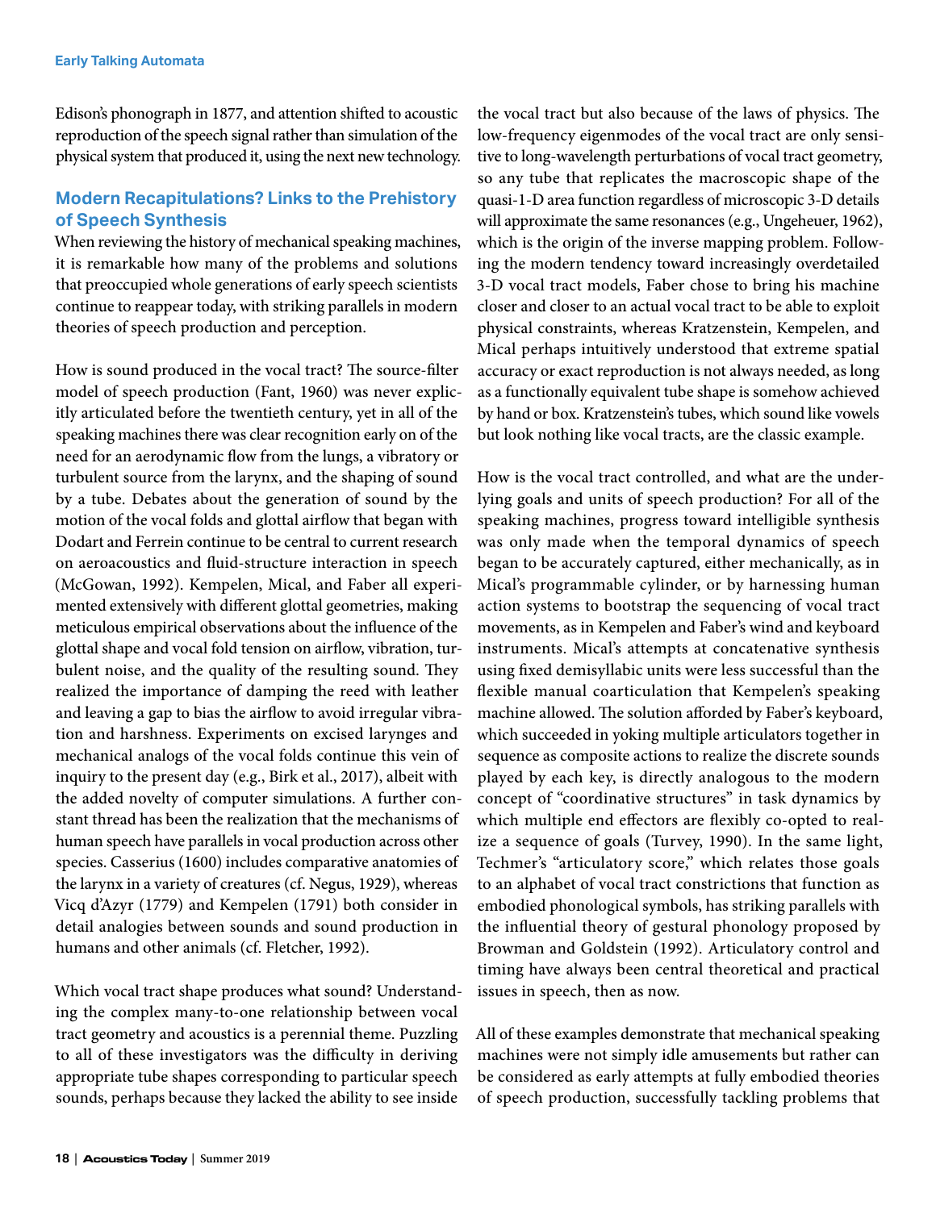Edison's phonograph in 1877, and attention shifted to acoustic reproduction of the speech signal rather than simulation of the physical system that produced it, using the next new technology.

## Modern Recapitulations? Links to the Prehistory of Speech Synthesis

When reviewing the history of mechanical speaking machines, it is remarkable how many of the problems and solutions that preoccupied whole generations of early speech scientists continue to reappear today, with striking parallels in modern theories of speech production and perception.

How is sound produced in the vocal tract? The source-filter model of speech production (Fant, 1960) was never explicitly articulated before the twentieth century, yet in all of the speaking machines there was clear recognition early on of the need for an aerodynamic flow from the lungs, a vibratory or turbulent source from the larynx, and the shaping of sound by a tube. Debates about the generation of sound by the motion of the vocal folds and glottal airflow that began with Dodart and Ferrein continue to be central to current research on aeroacoustics and fluid-structure interaction in speech (McGowan, 1992). Kempelen, Mical, and Faber all experimented extensively with different glottal geometries, making meticulous empirical observations about the influence of the glottal shape and vocal fold tension on airflow, vibration, turbulent noise, and the quality of the resulting sound. They realized the importance of damping the reed with leather and leaving a gap to bias the airflow to avoid irregular vibration and harshness. Experiments on excised larynges and mechanical analogs of the vocal folds continue this vein of inquiry to the present day (e.g., Birk et al., 2017), albeit with the added novelty of computer simulations. A further constant thread has been the realization that the mechanisms of human speech have parallels in vocal production across other species. Casserius (1600) includes comparative anatomies of the larynx in a variety of creatures (cf. Negus, 1929), whereas Vicq d'Azyr (1779) and Kempelen (1791) both consider in detail analogies between sounds and sound production in humans and other animals (cf. Fletcher, 1992).

Which vocal tract shape produces what sound? Understanding the complex many-to-one relationship between vocal tract geometry and acoustics is a perennial theme. Puzzling to all of these investigators was the difficulty in deriving appropriate tube shapes corresponding to particular speech sounds, perhaps because they lacked the ability to see inside the vocal tract but also because of the laws of physics. The low-frequency eigenmodes of the vocal tract are only sensitive to long-wavelength perturbations of vocal tract geometry, so any tube that replicates the macroscopic shape of the quasi-1-D area function regardless of microscopic 3-D details will approximate the same resonances (e.g., Ungeheuer, 1962), which is the origin of the inverse mapping problem. Following the modern tendency toward increasingly overdetailed 3-D vocal tract models, Faber chose to bring his machine closer and closer to an actual vocal tract to be able to exploit physical constraints, whereas Kratzenstein, Kempelen, and Mical perhaps intuitively understood that extreme spatial accuracy or exact reproduction is not always needed, as long as a functionally equivalent tube shape is somehow achieved by hand or box. Kratzenstein's tubes, which sound like vowels but look nothing like vocal tracts, are the classic example.

How is the vocal tract controlled, and what are the underlying goals and units of speech production? For all of the speaking machines, progress toward intelligible synthesis was only made when the temporal dynamics of speech began to be accurately captured, either mechanically, as in Mical's programmable cylinder, or by harnessing human action systems to bootstrap the sequencing of vocal tract movements, as in Kempelen and Faber's wind and keyboard instruments. Mical's attempts at concatenative synthesis using fixed demisyllabic units were less successful than the flexible manual coarticulation that Kempelen's speaking machine allowed. The solution afforded by Faber's keyboard, which succeeded in yoking multiple articulators together in sequence as composite actions to realize the discrete sounds played by each key, is directly analogous to the modern concept of "coordinative structures" in task dynamics by which multiple end effectors are flexibly co-opted to realize a sequence of goals (Turvey, 1990). In the same light, Techmer's "articulatory score," which relates those goals to an alphabet of vocal tract constrictions that function as embodied phonological symbols, has striking parallels with the influential theory of gestural phonology proposed by Browman and Goldstein (1992). Articulatory control and timing have always been central theoretical and practical issues in speech, then as now.

All of these examples demonstrate that mechanical speaking machines were not simply idle amusements but rather can be considered as early attempts at fully embodied theories of speech production, successfully tackling problems that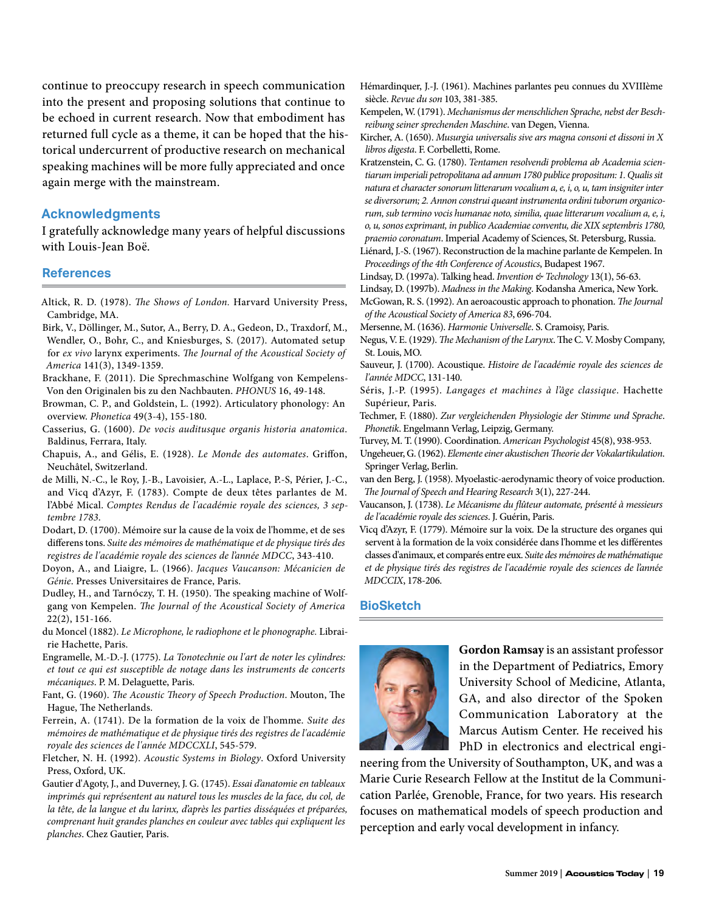continue to preoccupy research in speech communication into the present and proposing solutions that continue to be echoed in current research. Now that embodiment has returned full cycle as a theme, it can be hoped that the historical undercurrent of productive research on mechanical speaking machines will be more fully appreciated and once again merge with the mainstream.

## Acknowledgments

I gratefully acknowledge many years of helpful discussions with Louis-Jean Boë.

## References

Altick, R. D. (1978). *The Shows of London.* Harvard University Press, Cambridge, MA.

Birk, V., Döllinger, M., Sutor, A., Berry, D. A., Gedeon, D., Traxdorf, M., Wendler, O., Bohr, C., and Kniesburges, S. (2017). Automated setup for *ex vivo* larynx experiments. *The Journal of the Acoustical Society of America* 141(3), 1349-1359.

Brackhane, F. (2011). Die Sprechmaschine Wolfgang von Kempelens- Von den Originalen bis zu den Nachbauten. *PHONUS* 16, 49-148.

Browman, C. P., and Goldstein, L. (1992). Articulatory phonology: An overview. *Phonetica* 49(3-4), 155-180.

Casserius, G. (1600). *De vocis auditusque organis historia anatomica*. Baldinus, Ferrara, Italy.

Chapuis, A., and Gélis, E. (1928). *Le Monde des automates*. Griffon, Neuchâtel, Switzerland.

de Milli, N.-C., le Roy, J.-B., Lavoisier, A.-L., Laplace, P.-S, Périer, J.-C., and Vicq d'Azyr, F. (1783). Compte de deux têtes parlantes de M. l'Abbé Mical. *Comptes Rendus de l'académie royale des sciences, 3 septembre 1783*.

Dodart, D. (1700). Mémoire sur la cause de la voix de l'homme, et de ses differens tons. *Suite des mémoires de mathématique et de physique tirés des registres de l'académie royale des sciences de l'année MDCC*, 343-410.

Doyon, A., and Liaigre, L. (1966). *Jacques Vaucanson: Mécanicien de Génie*. Presses Universitaires de France, Paris.

Dudley, H., and Tarnóczy, T. H. (1950). The speaking machine of Wolfgang von Kempelen. *The Journal of the Acoustical Society of America* 22(2), 151-166.

du Moncel (1882). *Le Microphone, le radiophone et le phonographe.* Librairie Hachette, Paris.

Engramelle, M.-D.-J. (1775). *La Tonotechnie ou l'art de noter les cylindres: et tout ce qui est susceptible de notage dans les instruments de concerts mécaniques*. P. M. Delaguette, Paris.

Fant, G. (1960). *The Acoustic Theory of Speech Production*. Mouton, The Hague, The Netherlands.

Ferrein, A. (1741). De la formation de la voix de l'homme. *Suite des mémoires de mathématique et de physique tirés des registres de l'académie royale des sciences de l'année MDCCXLI*, 545-579.

Fletcher, N. H. (1992). *Acoustic Systems in Biology*. Oxford University Press, Oxford, UK.

Gautier d'Agoty, J., and Duverney, J. G. (1745). *Essai d'anatomie en tableaux imprimés qui représentent au naturel tous les muscles de la face, du col, de la tête, de la langue et du larinx, d'après les parties disséquées et préparées, comprenant huit grandes planches en couleur avec tables qui expliquent les planches*. Chez Gautier, Paris.

Hémardinquer, J.-J. (1961). Machines parlantes peu connues du XVIIIème siècle. *Revue du son* 103, 381-385.

Kempelen, W. (1791). *Mechanismus der menschlichen Sprache, nebst der Beschreibung seiner sprechenden Maschine*. van Degen, Vienna.

Kircher, A. (1650). *Musurgia universalis sive ars magna consoni et dissoni in X libros digesta*. F. Corbelletti, Rome.

Kratzenstein, C. G. (1780). *Tentamen resolvendi problema ab Academia scientiarum imperiali petropolitana ad annum 1780 publice propositum: 1. Qualis sit natura et character sonorum litterarum vocalium a, e, i, o, u, tam insigniter inter se diversorum; 2. Annon construi queant instrumenta ordini tuborum organicorum, sub termino vocis humanae noto, similia, quae litterarum vocalium a, e, i, o, u, sonos exprimant, in publico Academiae conventu, die XIX septembris 1780, praemio coronatum*. Imperial Academy of Sciences, St. Petersburg, Russia.

Liénard, J.-S. (1967). Reconstruction de la machine parlante de Kempelen. In *Proceedings of the 4th Conference of Acoustics*, Budapest 1967.

Lindsay, D. (1997a). Talking head. *Invention & Technology* 13(1), 56-63.

Lindsay, D. (1997b). *Madness in the Making*. Kodansha America, New York.

McGowan, R. S. (1992). An aeroacoustic approach to phonation. *The Journal of the Acoustical Society of America 83*, 696-704.

Mersenne, M. (1636). *Harmonie Universelle*. S. Cramoisy, Paris.

Negus, V. E. (1929). *The Mechanism of the Larynx*. The C. V. Mosby Company, St. Louis, MO.

Sauveur, J. (1700). Acoustique. *Histoire de l'académie royale des sciences de l'année MDCC*, 131-140.

Séris, J.-P. (1995). *Langages et machines à l'âge classique*. Hachette Supérieur, Paris.

Techmer, F. (1880). *Zur vergleichenden Physiologie der Stimme und Sprache*. *Phonetik*. Engelmann Verlag, Leipzig, Germany.

Turvey, M. T. (1990). Coordination. *American Psychologist* 45(8), 938-953.

Ungeheuer, G. (1962). *Elemente einer akustischen Theorie der Vokalartikulation*. Springer Verlag, Berlin.

van den Berg, J. (1958). Myoelastic-aerodynamic theory of voice production. *The Journal of Speech and Hearing Research* 3(1), 227-244.

Vaucanson, J. (1738). *Le Mécanisme du flûteur automate, présenté à messieurs de l'académie royale des sciences*. J. Guérin, Paris.

Vicq d'Azyr, F. (1779). Mémoire sur la voix. De la structure des organes qui servent à la formation de la voix considérée dans l'homme et les différentes classes d'animaux, et comparés entre eux. *Suite des mémoires de mathématique et de physique tirés des registres de l'académie royale des sciences de l'année MDCCIX*, 178-206.

## BioSketch

**Gordon Ramsay** is an assistant professor in the Department of Pediatrics, Emory University School of Medicine, Atlanta, GA, and also director of the Spoken Communication Laboratory at the Marcus Autism Center. He received his PhD in electronics and electrical engineering from the University of Southampton, UK, and was a Marie Curie Research Fellow at the Institut de la Communication Parlée, Grenoble, France, for two years. His research focuses on mathematical models of speech production and perception and early vocal development in infancy.